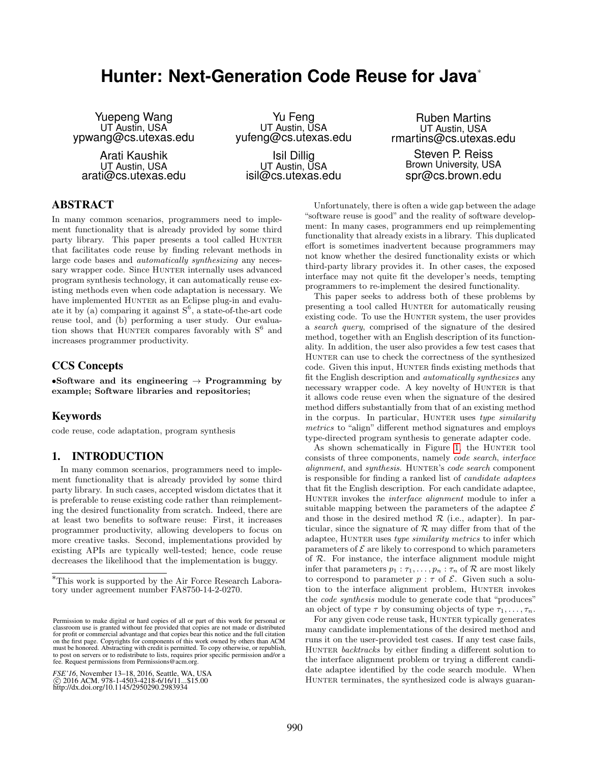# Hunter: Next-Generation Code Reuse for Java*

Yuepeng Wang
UT Austin, USA
ypwang@cs.utexas.edu

Yu Feng
UT Austin, USA
yufeng@cs.utexas.edu

Ruben Martins
UT Austin, USA
rmartins@cs.utexas.edu

Arati Kaushik
UT Austin, USA
arati@cs.utexas.edu

Isil Dillig
UT Austin, USA
isil@cs.utexas.edu

Steven P. Reiss
Brown University, USA
spr@cs.brown.edu

## ABSTRACT

In many common scenarios, programmers need to implement functionality that is already provided by some third party library. This paper presents a tool called HUNTER that facilitates code reuse by finding relevant methods in large code bases and *automatically synthesizing* any necessary wrapper code. Since HUNTER internally uses advanced program synthesis technology, it can automatically reuse existing methods even when code adaptation is necessary. We have implemented HUNTER as an Eclipse plug-in and evaluate it by (a) comparing it against $S^6$, a state-of-the-art code reuse tool, and (b) performing a user study. Our evaluation shows that HUNTER compares favorably with $S^6$ and increases programmer productivity.

## CCS Concepts

•**Software and its engineering** → **Programming by example; Software libraries and repositories;**

## Keywords

code reuse, code adaptation, program synthesis

## 1. INTRODUCTION

In many common scenarios, programmers need to implement functionality that is already provided by some third party library. In such cases, accepted wisdom dictates that it is preferable to reuse existing code rather than reimplementing the desired functionality from scratch. Indeed, there are at least two benefits to software reuse: First, it increases programmer productivity, allowing developers to focus on more creative tasks. Second, implementations provided by existing APIs are typically well-tested; hence, code reuse decreases the likelihood that the implementation is buggy.

Unfortunately, there is often a wide gap between the adage "software reuse is good" and the reality of software development: In many cases, programmers end up reimplementing functionality that already exists in a library. This duplicated effort is sometimes inadvertent because programmers may not know whether the desired functionality exists or which third-party library provides it. In other cases, the exposed interface may not quite fit the developer's needs, tempting programmers to re-implement the desired functionality.

This paper seeks to address both of these problems by presenting a tool called HUNTER for automatically reusing existing code. To use the HUNTER system, the user provides a *search query*, comprised of the signature of the desired method, together with an English description of its functionality. In addition, the user also provides a few test cases that HUNTER can use to check the correctness of the synthesized code. Given this input, HUNTER finds existing methods that fit the English description and *automatically synthesizes* any necessary wrapper code. A key novelty of HUNTER is that it allows code reuse even when the signature of the desired method differs substantially from that of an existing method in the corpus. In particular, HUNTER uses *type similarity metrics* to "align" different method signatures and employs type-directed program synthesis to generate adapter code.

As shown schematically in Figure 1, the HUNTER tool consists of three components, namely *code search*, *interface alignment*, and *synthesis*. HUNTER's *code search* component is responsible for finding a ranked list of *candidate adaptees* that fit the English description. For each candidate adaptee, HUNTER invokes the *interface alignment* module to infer a suitable mapping between the parameters of the adaptee $\mathcal{E}$ and those in the desired method $\mathcal{R}$ (i.e., adapter). In particular, since the signature of $\mathcal{R}$ may differ from that of the adaptee, HUNTER uses *type similarity metrics* to infer which parameters of $\mathcal{E}$ are likely to correspond to which parameters of $\mathcal{R}$. For instance, the interface alignment module might infer that parameters $p_1 : \tau_1, \ldots, p_n : \tau_n$ of $\mathcal{R}$ are most likely to correspond to parameter $p : \tau$ of $\mathcal{E}$. Given such a solution to the interface alignment problem, HUNTER invokes the *code synthesis* module to generate code that "produces" an object of type $\tau$ by consuming objects of type $\tau_1, \ldots, \tau_n$.

For any given code reuse task, HUNTER typically generates many candidate implementations of the desired method and runs it on the user-provided test cases. If any test case fails, HUNTER *backtracks* by either finding a different solution to the interface alignment problem or trying a different candidate adaptee identified by the code search module. When HUNTER terminates, the synthesized code is always guaran-

*This work is supported by the Air Force Research Laboratory under agreement number FA8750-14-2-0270.

Permission to make digital or hard copies of all or part of this work for personal or classroom use is granted without fee provided that copies are not made or distributed for profit or commercial advantage and that copies bear this notice and the full citation on the first page. Copyrights for components of this work owned by others than ACM must be honored. Abstracting with credit is permitted. To copy otherwise, or republish, to post on servers or to redistribute to lists, requires prior specific permission and/or a fee. Request permissions from Permissions@acm.org.

*FSE'16*, November 13–18, 2016, Seattle, WA, USA
© 2016 ACM. 978-1-4503-4218-6/16/11...$15.00
http://dx.doi.org/10.1145/2950290.2983934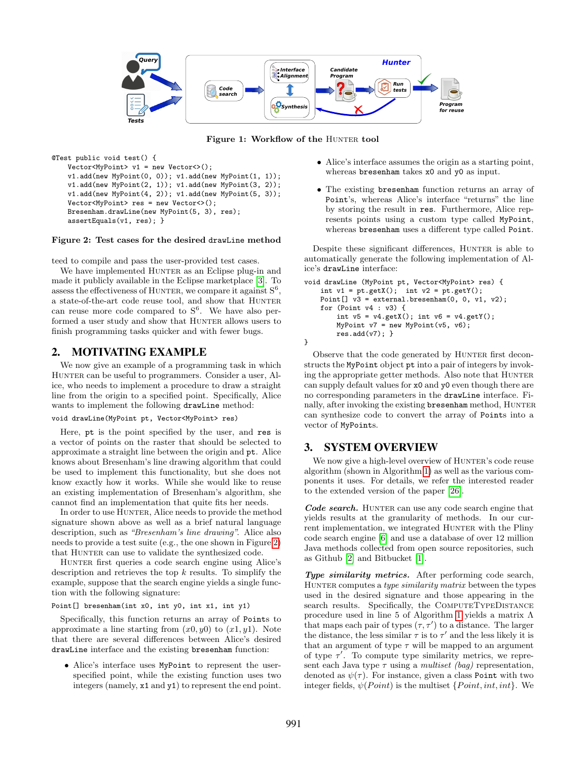Figure 1: Workflow of the HUNTER tool

```
@Test public void test() {
    Vector<MyPoint> v1 = new Vector<>();
    v1.add(new MyPoint(0, 0)); v1.add(new MyPoint(1, 1));
    v1.add(new MyPoint(2, 1)); v1.add(new MyPoint(3, 2));
    v1.add(new MyPoint(4, 2)); v1.add(new MyPoint(5, 3));
    Vector<MyPoint> res = new Vector<>();
    Bresenham.drawLine(new MyPoint(5, 3), res);
    assertEquals(v1, res); }
```

**Figure 2: Test cases for the desired drawLine method**

teed to compile and pass the user-provided test cases.

We have implemented HUNTER as an Eclipse plug-in and made it publicly available in the Eclipse marketplace [3]. To assess the effectiveness of HUNTER, we compare it against S[6], a state-of-the-art code reuse tool, and show that HUNTER can reuse more code compared to S[6]. We have also performed a user study and show that HUNTER allows users to finish programming tasks quicker and with fewer bugs.

## 2. MOTIVATING EXAMPLE

We now give an example of a programming task in which HUNTER can be useful to programmers. Consider a user, Alice, who needs to implement a procedure to draw a straight line from the origin to a specified point. Specifically, Alice wants to implement the following `drawLine` method:

```
void drawLine(MyPoint pt, Vector<MyPoint> res)
```

Here, `pt` is the point specified by the user, and `res` is a vector of points on the raster that should be selected to approximate a straight line between the origin and `pt`. Alice knows about Bresenham's line drawing algorithm that could be used to implement this functionality, but she does not know exactly how it works. While she would like to reuse an existing implementation of Bresenham's algorithm, she cannot find an implementation that quite fits her needs.

In order to use HUNTER, Alice needs to provide the method signature shown above as well as a brief natural language description, such as *"Bresenham's line drawing"*. Alice also needs to provide a test suite (e.g., the one shown in Figure 2) that HUNTER can use to validate the synthesized code.

HUNTER first queries a code search engine using Alice's description and retrieves the top $k$ results. To simplify the example, suppose that the search engine yields a single function with the following signature:

```
Point[] bresenham(int x0, int y0, int x1, int y1)
```

Specifically, this function returns an array of `Point`s to approximate a line starting from $(x0, y0)$ to $(x1, y1)$. Note that there are several differences between Alice's desired `drawLine` interface and the existing `bresenham` function:

- Alice's interface uses `MyPoint` to represent the user-specified point, while the existing function uses two integers (namely, `x1` and `y1`) to represent the end point.
- Alice's interface assumes the origin as a starting point, whereas `bresenham` takes `x0` and `y0` as input.
- The existing `bresenham` function returns an array of `Point`'s, whereas Alice's interface "returns" the line by storing the result in `res`. Furthermore, Alice represents points using a custom type called `MyPoint`, whereas `bresenham` uses a different type called `Point`.

Despite these significant differences, HUNTER is able to automatically generate the following implementation of Alice's `drawLine` interface:

```
void drawLine (MyPoint pt, Vector<MyPoint> res) {
    int v1 = pt.getX();  int v2 = pt.getY();
    Point[] v3 = external.bresenham(0, 0, v1, v2);
    for (Point v4 : v3) {
        int v5 = v4.getX(); int v6 = v4.getY();
        MyPoint v7 = new MyPoint(v5, v6);
        res.add(v7); }
}
```

Observe that the code generated by HUNTER first deconstructs the `MyPoint` object `pt` into a pair of integers by invoking the appropriate getter methods. Also note that HUNTER can supply default values for `x0` and `y0` even though there are no corresponding parameters in the `drawLine` interface. Finally, after invoking the existing `bresenham` method, HUNTER can synthesize code to convert the array of `Point`s into a vector of `MyPoint`s.

## 3. SYSTEM OVERVIEW

We now give a high-level overview of HUNTER's code reuse algorithm (shown in Algorithm 1) as well as the various components it uses. For details, we refer the interested reader to the extended version of the paper [26].

***Code search.*** HUNTER can use any code search engine that yields results at the granularity of methods. In our current implementation, we integrated HUNTER with the Pliny code search engine [6] and use a database of over 12 million Java methods collected from open source repositories, such as Github [2] and Bitbucket [1].

***Type similarity metrics.*** After performing code search, HUNTER computes a *type similarity matrix* between the types used in the desired signature and those appearing in the search results. Specifically, the COMPUTETYPEDISTANCE procedure used in line 5 of Algorithm 1 yields a matrix $\Lambda$ that maps each pair of types $(\tau, \tau')$ to a distance. The larger the distance, the less similar $\tau$ is to $\tau'$ and the less likely it is that an argument of type $\tau$ will be mapped to an argument of type $\tau'$. To compute type similarity metrics, we represent each Java type $\tau$ using a *multiset (bag)* representation, denoted as $\psi(\tau)$. For instance, given a class `Point` with two integer fields, $\psi(Point)$ is the multiset $\{Point, int, int\}$. We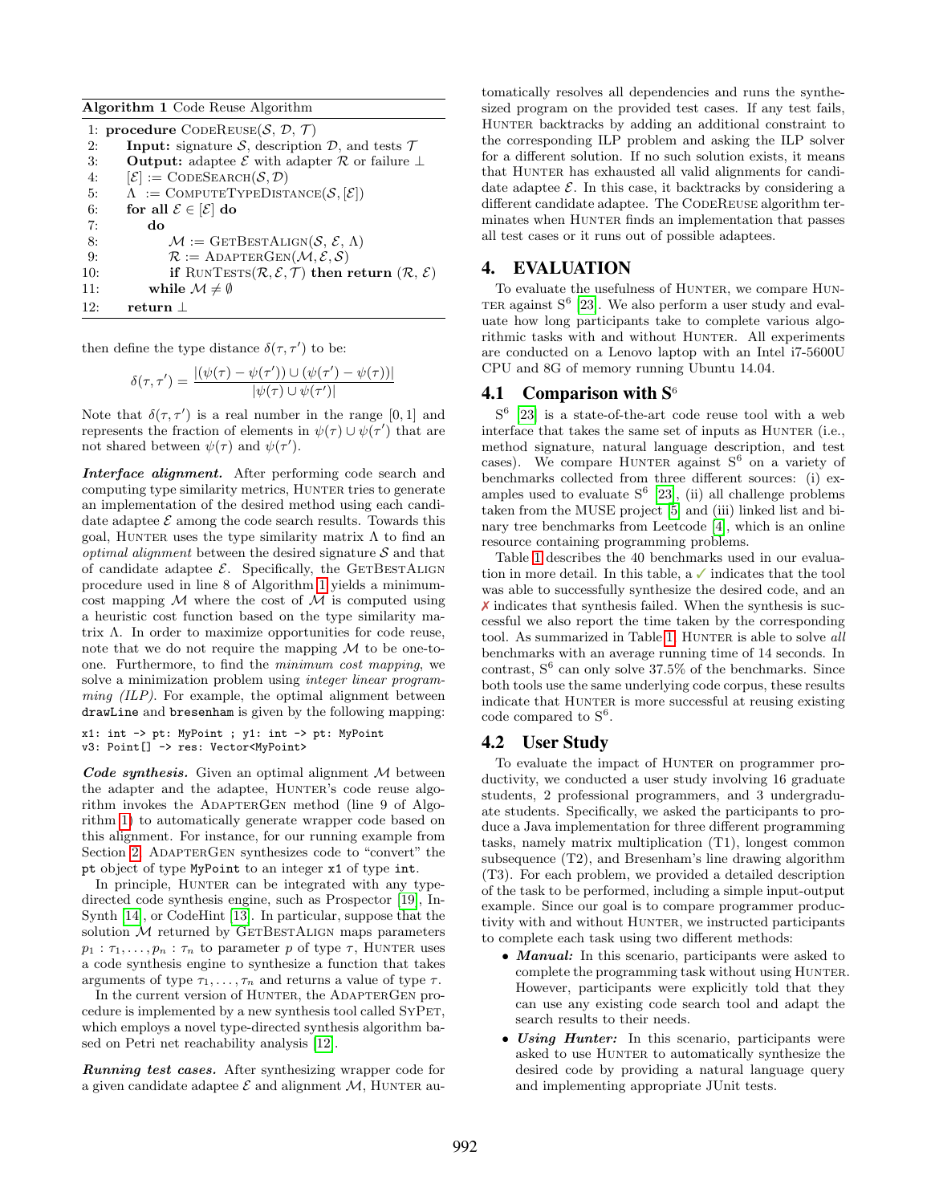**Algorithm 1** Code Reuse Algorithm

```
 1: procedure CodeReuse(S, D, T)
 2:     Input: signature S, description D, and tests T
 3:     Output: adaptee E with adapter R or failure ⊥
 4:     [E] := CodeSearch(S, D)
 5:     Λ := ComputeTypeDistance(S, [E])
 6:     for all E ∈ [E] do
 7:         do
 8:             M := GetBestAlign(S, E, Λ)
 9:             R := AdapterGen(M, E, S)
10:             if RunTests(R, E, T) then return (R, E)
11:         while M ≠ ∅
12:     return ⊥
```

then define the type distance $\delta(\tau, \tau')$ to be:

$$\delta(\tau, \tau') = \frac{|(\psi(\tau) - \psi(\tau')) \cup (\psi(\tau') - \psi(\tau))|}{|\psi(\tau) \cup \psi(\tau')|}$$

Note that $\delta(\tau, \tau')$ is a real number in the range $[0, 1]$ and represents the fraction of elements in $\psi(\tau) \cup \psi(\tau')$ that are not shared between $\psi(\tau)$ and $\psi(\tau')$.

***Interface alignment.*** After performing code search and computing type similarity metrics, Hunter tries to generate an implementation of the desired method using each candidate adaptee $\mathcal{E}$ among the code search results. Towards this goal, Hunter uses the type similarity matrix $\Lambda$ to find an *optimal alignment* between the desired signature $\mathcal{S}$ and that of candidate adaptee $\mathcal{E}$. Specifically, the GetBestAlign procedure used in line 8 of Algorithm 1 yields a minimum-cost mapping $\mathcal{M}$ where the cost of $\mathcal{M}$ is computed using a heuristic cost function based on the type similarity matrix $\Lambda$. In order to maximize opportunities for code reuse, note that we do not require the mapping $\mathcal{M}$ to be one-to-one. Furthermore, to find the *minimum cost mapping*, we solve a minimization problem using *integer linear programming (ILP)*. For example, the optimal alignment between `drawLine` and `bresenham` is given by the following mapping:

```
x1: int -> pt: MyPoint ; y1: int -> pt: MyPoint
v3: Point[] -> res: Vector<MyPoint>
```

***Code synthesis.*** Given an optimal alignment $\mathcal{M}$ between the adapter and the adaptee, Hunter's code reuse algorithm invokes the AdapterGen method (line 9 of Algorithm 1) to automatically generate wrapper code based on this alignment. For instance, for our running example from Section 2, AdapterGen synthesizes code to "convert" the `pt` object of type `MyPoint` to an integer `x1` of type `int`.

In principle, Hunter can be integrated with any type-directed code synthesis engine, such as Prospector [19], InSynth [14], or CodeHint [13]. In particular, suppose that the solution $\mathcal{M}$ returned by GetBestAlign maps parameters $p_1 : \tau_1, \ldots, p_n : \tau_n$ to parameter $p$ of type $\tau$, Hunter uses a code synthesis engine to synthesize a function that takes arguments of type $\tau_1, \ldots, \tau_n$ and returns a value of type $\tau$.

In the current version of Hunter, the AdapterGen procedure is implemented by a new synthesis tool called SyPet, which employs a novel type-directed synthesis algorithm based on Petri net reachability analysis [12].

***Running test cases.*** After synthesizing wrapper code for a given candidate adaptee $\mathcal{E}$ and alignment $\mathcal{M}$, Hunter automatically resolves all dependencies and runs the synthesized program on the provided test cases. If any test fails, Hunter backtracks by adding an additional constraint to the corresponding ILP problem and asking the ILP solver for a different solution. If no such solution exists, it means that Hunter has exhausted all valid alignments for candidate adaptee $\mathcal{E}$. In this case, it backtracks by considering a different candidate adaptee. The CodeReuse algorithm terminates when Hunter finds an implementation that passes all test cases or it runs out of possible adaptees.

## 4. EVALUATION

To evaluate the usefulness of Hunter, we compare Hunter against $S^6$ [23]. We also perform a user study and evaluate how long participants take to complete various algorithmic tasks with and without Hunter. All experiments are conducted on a Lenovo laptop with an Intel i7-5600U CPU and 8G of memory running Ubuntu 14.04.

### 4.1 Comparison with $S^6$

$S^6$ [23] is a state-of-the-art code reuse tool with a web interface that takes the same set of inputs as Hunter (i.e., method signature, natural language description, and test cases). We compare Hunter against $S^6$ on a variety of benchmarks collected from three different sources: (i) examples used to evaluate $S^6$ [23], (ii) all challenge problems taken from the MUSE project [5] and (iii) linked list and binary tree benchmarks from Leetcode [4], which is an online resource containing programming problems.

Table 1 describes the 40 benchmarks used in our evaluation in more detail. In this table, a ✓ indicates that the tool was able to successfully synthesize the desired code, and an ✗ indicates that synthesis failed. When the synthesis is successful we also report the time taken by the corresponding tool. As summarized in Table 1, Hunter is able to solve *all* benchmarks with an average running time of 14 seconds. In contrast, $S^6$ can only solve 37.5% of the benchmarks. Since both tools use the same underlying code corpus, these results indicate that Hunter is more successful at reusing existing code compared to $S^6$.

### 4.2 User Study

To evaluate the impact of Hunter on programmer productivity, we conducted a user study involving 16 graduate students, 2 professional programmers, and 3 undergraduate students. Specifically, we asked the participants to produce a Java implementation for three different programming tasks, namely matrix multiplication (T1), longest common subsequence (T2), and Bresenham's line drawing algorithm (T3). For each problem, we provided a detailed description of the task to be performed, including a simple input-output example. Since our goal is to compare programmer productivity with and without Hunter, we instructed participants to complete each task using two different methods:

- ***Manual:*** In this scenario, participants were asked to complete the programming task without using Hunter. However, participants were explicitly told that they can use any existing code search tool and adapt the search results to their needs.
- ***Using Hunter:*** In this scenario, participants were asked to use Hunter to automatically synthesize the desired code by providing a natural language query and implementing appropriate JUnit tests.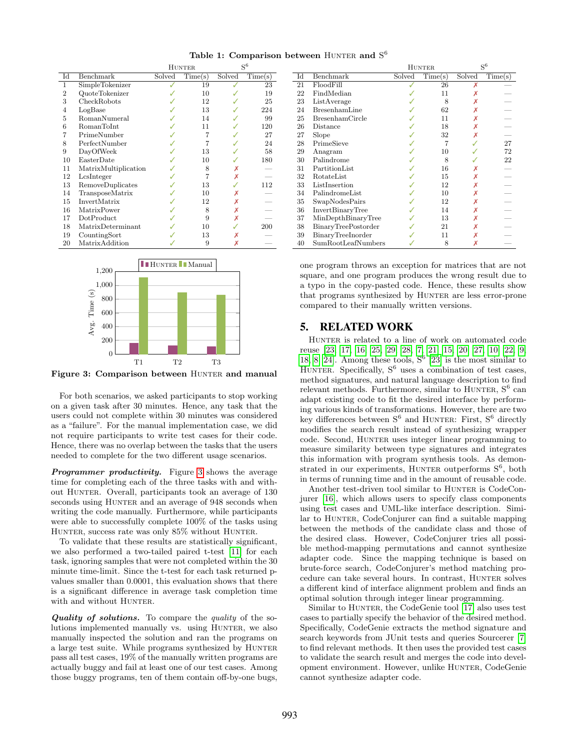**Table 1: Comparison between Hunter and S$^6$**

| | | Hunter | | S$^6$ | |
|---|---|---|---|---|---|
| Id | Benchmark | Solved | Time(s) | Solved | Time(s) |
| 1 | SimpleTokenizer | ✓ | 19 | ✓ | 23 |
| 2 | QuoteTokenizer | ✓ | 10 | ✓ | 19 |
| 3 | CheckRobots | ✓ | 12 | ✓ | 25 |
| 4 | LogBase | ✓ | 13 | ✓ | 224 |
| 5 | RomanNumeral | ✓ | 14 | ✓ | 99 |
| 6 | RomanToInt | ✓ | 11 | ✓ | 120 |
| 7 | PrimeNumber | ✓ | 7 | ✓ | 27 |
| 8 | PerfectNumber | ✓ | 7 | ✓ | 24 |
| 9 | DayOfWeek | ✓ | 13 | ✓ | 58 |
| 10 | EasterDate | ✓ | 10 | ✓ | 180 |
| 11 | MatrixMultiplication | ✓ | 8 | ✗ | — |
| 12 | LcsInteger | ✓ | 7 | ✗ | — |
| 13 | RemoveDuplicates | ✓ | 13 | ✓ | 112 |
| 14 | TransposeMatrix | ✓ | 10 | ✗ | — |
| 15 | InvertMatrix | ✓ | 12 | ✗ | — |
| 16 | MatrixPower | ✓ | 8 | ✗ | — |
| 17 | DotProduct | ✓ | 9 | ✗ | — |
| 18 | MatrixDeterminant | ✓ | 10 | ✓ | 200 |
| 19 | CountingSort | ✓ | 13 | ✗ | — |
| 20 | MatrixAddition | ✓ | 9 | ✗ | — |
| 21 | FloodFill | ✓ | 26 | ✗ | — |
| 22 | FindMedian | ✓ | 11 | ✗ | — |
| 23 | ListAverage | ✓ | 8 | ✗ | — |
| 24 | BresenhamLine | ✓ | 62 | ✗ | — |
| 25 | BresenhamCircle | ✓ | 11 | ✗ | — |
| 26 | Distance | ✓ | 18 | ✗ | — |
| 27 | Slope | ✓ | 32 | ✗ | — |
| 28 | PrimeSieve | ✓ | 7 | ✓ | 27 |
| 29 | Anagram | ✓ | 10 | ✓ | 72 |
| 30 | Palindrome | ✓ | 8 | ✓ | 22 |
| 31 | PartitionList | ✓ | 16 | ✗ | — |
| 32 | RotateList | ✓ | 15 | ✗ | — |
| 33 | ListInsertion | ✓ | 12 | ✗ | — |
| 34 | PalindromeList | ✓ | 10 | ✗ | — |
| 35 | SwapNodesPairs | ✓ | 12 | ✗ | — |
| 36 | InvertBinaryTree | ✓ | 14 | ✗ | — |
| 37 | MinDepthBinaryTree | ✓ | 13 | ✗ | — |
| 38 | BinaryTreePostorder | ✓ | 21 | ✗ | — |
| 39 | BinaryTreeInorder | ✓ | 11 | ✗ | — |
| 40 | SumRootLeafNumbers | ✓ | 8 | ✗ | — |

**Figure 3: Comparison between Hunter and manual**

For both scenarios, we asked participants to stop working on a given task after 30 minutes. Hence, any task that the users could not complete within 30 minutes was considered as a "failure". For the manual implementation case, we did not require participants to write test cases for their code. Hence, there was no overlap between the tasks that the users needed to complete for the two different usage scenarios.

***Programmer productivity.*** Figure 3 shows the average time for completing each of the three tasks with and without Hunter. Overall, participants took an average of 130 seconds using Hunter and an average of 948 seconds when writing the code manually. Furthermore, while participants were able to successfully complete 100% of the tasks using Hunter, success rate was only 85% without Hunter.

To validate that these results are statistically significant, we also performed a two-tailed paired t-test [11] for each task, ignoring samples that were not completed within the 30 minute time-limit. Since the t-test for each task returned p-values smaller than 0.0001, this evaluation shows that there is a significant difference in average task completion time with and without Hunter.

***Quality of solutions.*** To compare the *quality* of the solutions implemented manually vs. using Hunter, we also manually inspected the solution and ran the programs on a large test suite. While programs synthesized by Hunter pass all test cases, 19% of the manually written programs are actually buggy and fail at least one of our test cases. Among those buggy programs, ten of them contain off-by-one bugs, one program throws an exception for matrices that are not square, and one program produces the wrong result due to a typo in the copy-pasted code. Hence, these results show that programs synthesized by Hunter are less error-prone compared to their manually written versions.

## 5. RELATED WORK

Hunter is related to a line of work on automated code reuse [23, 17, 16, 25, 29, 28, 7, 21, 15, 20, 27, 10, 22, 9, 18, 8, 24]. Among these tools, S$^6$ [23] is the most similar to Hunter. Specifically, S$^6$ uses a combination of test cases, method signatures, and natural language description to find relevant methods. Furthermore, similar to Hunter, S$^6$ can adapt existing code to fit the desired interface by performing various kinds of transformations. However, there are two key differences between S$^6$ and Hunter: First, S$^6$ directly modifies the search result instead of synthesizing wrapper code. Second, Hunter uses integer linear programming to measure similarity between type signatures and integrates this information with program synthesis tools. As demonstrated in our experiments, Hunter outperforms S$^6$, both in terms of running time and in the amount of reusable code.

Another test-driven tool similar to Hunter is CodeConjurer [16], which allows users to specify class components using test cases and UML-like interface description. Similar to Hunter, CodeConjurer can find a suitable mapping between the methods of the candidate class and those of the desired class. However, CodeConjurer tries all possible method-mapping permutations and cannot synthesize adapter code. Since the mapping technique is based on brute-force search, CodeConjurer's method matching procedure can take several hours. In contrast, Hunter solves a different kind of interface alignment problem and finds an optimal solution through integer linear programming.

Similar to Hunter, the CodeGenie tool [17] also uses test cases to partially specify the behavior of the desired method. Specifically, CodeGenie extracts the method signature and search keywords from JUnit tests and queries Sourcerer [7] to find relevant methods. It then uses the provided test cases to validate the search result and merges the code into development environment. However, unlike Hunter, CodeGenie cannot synthesize adapter code.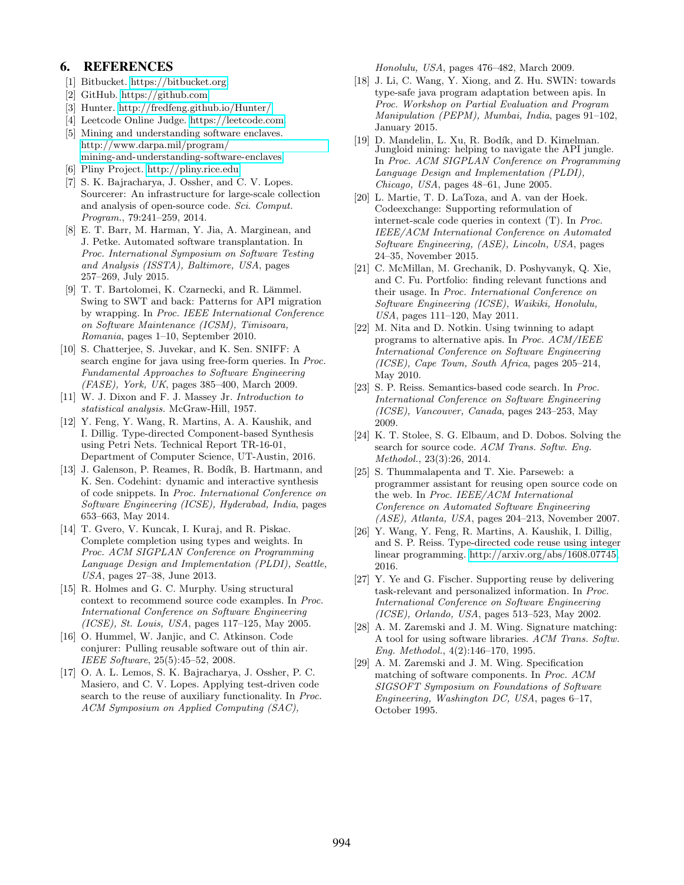## 6. REFERENCES

[1] Bitbucket. https://bitbucket.org

[2] GitHub. https://github.com

[3] Hunter. http://fredfeng.github.io/Hunter/

[4] Leetcode Online Judge. https://leetcode.com

[5] Mining and understanding software enclaves. http://www.darpa.mil/program/mining-and-understanding-software-enclaves

[6] Pliny Project. http://pliny.rice.edu

[7] S. K. Bajracharya, J. Ossher, and C. V. Lopes. Sourcerer: An infrastructure for large-scale collection and analysis of open-source code. *Sci. Comput. Program.*, 79:241–259, 2014.

[8] E. T. Barr, M. Harman, Y. Jia, A. Marginean, and J. Petke. Automated software transplantation. In *Proc. International Symposium on Software Testing and Analysis (ISSTA), Baltimore, USA*, pages 257–269, July 2015.

[9] T. T. Bartolomei, K. Czarnecki, and R. Lämmel. Swing to SWT and back: Patterns for API migration by wrapping. In *Proc. IEEE International Conference on Software Maintenance (ICSM), Timisoara, Romania*, pages 1–10, September 2010.

[10] S. Chatterjee, S. Juvekar, and K. Sen. SNIFF: A search engine for java using free-form queries. In *Proc. Fundamental Approaches to Software Engineering (FASE), York, UK*, pages 385–400, March 2009.

[11] W. J. Dixon and F. J. Massey Jr. *Introduction to statistical analysis.* McGraw-Hill, 1957.

[12] Y. Feng, Y. Wang, R. Martins, A. A. Kaushik, and I. Dillig. Type-directed Component-based Synthesis using Petri Nets. Technical Report TR-16-01, Department of Computer Science, UT-Austin, 2016.

[13] J. Galenson, P. Reames, R. Bodík, B. Hartmann, and K. Sen. Codehint: dynamic and interactive synthesis of code snippets. In *Proc. International Conference on Software Engineering (ICSE), Hyderabad, India*, pages 653–663, May 2014.

[14] T. Gvero, V. Kuncak, I. Kuraj, and R. Piskac. Complete completion using types and weights. In *Proc. ACM SIGPLAN Conference on Programming Language Design and Implementation (PLDI), Seattle, USA*, pages 27–38, June 2013.

[15] R. Holmes and G. C. Murphy. Using structural context to recommend source code examples. In *Proc. International Conference on Software Engineering (ICSE), St. Louis, USA*, pages 117–125, May 2005.

[16] O. Hummel, W. Janjic, and C. Atkinson. Code conjurer: Pulling reusable software out of thin air. *IEEE Software*, 25(5):45–52, 2008.

[17] O. A. L. Lemos, S. K. Bajracharya, J. Ossher, P. C. Masiero, and C. V. Lopes. Applying test-driven code search to the reuse of auxiliary functionality. In *Proc. ACM Symposium on Applied Computing (SAC), Honolulu, USA*, pages 476–482, March 2009.

[18] J. Li, C. Wang, Y. Xiong, and Z. Hu. SWIN: towards type-safe java program adaptation between apis. In *Proc. Workshop on Partial Evaluation and Program Manipulation (PEPM), Mumbai, India*, pages 91–102, January 2015.

[19] D. Mandelin, L. Xu, R. Bodík, and D. Kimelman. Jungloid mining: helping to navigate the API jungle. In *Proc. ACM SIGPLAN Conference on Programming Language Design and Implementation (PLDI), Chicago, USA*, pages 48–61, June 2005.

[20] L. Martie, T. D. LaToza, and A. van der Hoek. Codeexchange: Supporting reformulation of internet-scale code queries in context (T). In *Proc. IEEE/ACM International Conference on Automated Software Engineering, (ASE), Lincoln, USA*, pages 24–35, November 2015.

[21] C. McMillan, M. Grechanik, D. Poshyvanyk, Q. Xie, and C. Fu. Portfolio: finding relevant functions and their usage. In *Proc. International Conference on Software Engineering (ICSE), Waikiki, Honolulu, USA*, pages 111–120, May 2011.

[22] M. Nita and D. Notkin. Using twinning to adapt programs to alternative apis. In *Proc. ACM/IEEE International Conference on Software Engineering (ICSE), Cape Town, South Africa*, pages 205–214, May 2010.

[23] S. P. Reiss. Semantics-based code search. In *Proc. International Conference on Software Engineering (ICSE), Vancouver, Canada*, pages 243–253, May 2009.

[24] K. T. Stolee, S. G. Elbaum, and D. Dobos. Solving the search for source code. *ACM Trans. Softw. Eng. Methodol.*, 23(3):26, 2014.

[25] S. Thummalapenta and T. Xie. Parseweb: a programmer assistant for reusing open source code on the web. In *Proc. IEEE/ACM International Conference on Automated Software Engineering (ASE), Atlanta, USA*, pages 204–213, November 2007.

[26] Y. Wang, Y. Feng, R. Martins, A. Kaushik, I. Dillig, and S. P. Reiss. Type-directed code reuse using integer linear programming. http://arxiv.org/abs/1608.07745, 2016.

[27] Y. Ye and G. Fischer. Supporting reuse by delivering task-relevant and personalized information. In *Proc. International Conference on Software Engineering (ICSE), Orlando, USA*, pages 513–523, May 2002.

[28] A. M. Zaremski and J. M. Wing. Signature matching: A tool for using software libraries. *ACM Trans. Softw. Eng. Methodol.*, 4(2):146–170, 1995.

[29] A. M. Zaremski and J. M. Wing. Specification matching of software components. In *Proc. ACM SIGSOFT Symposium on Foundations of Software Engineering, Washington DC, USA*, pages 6–17, October 1995.